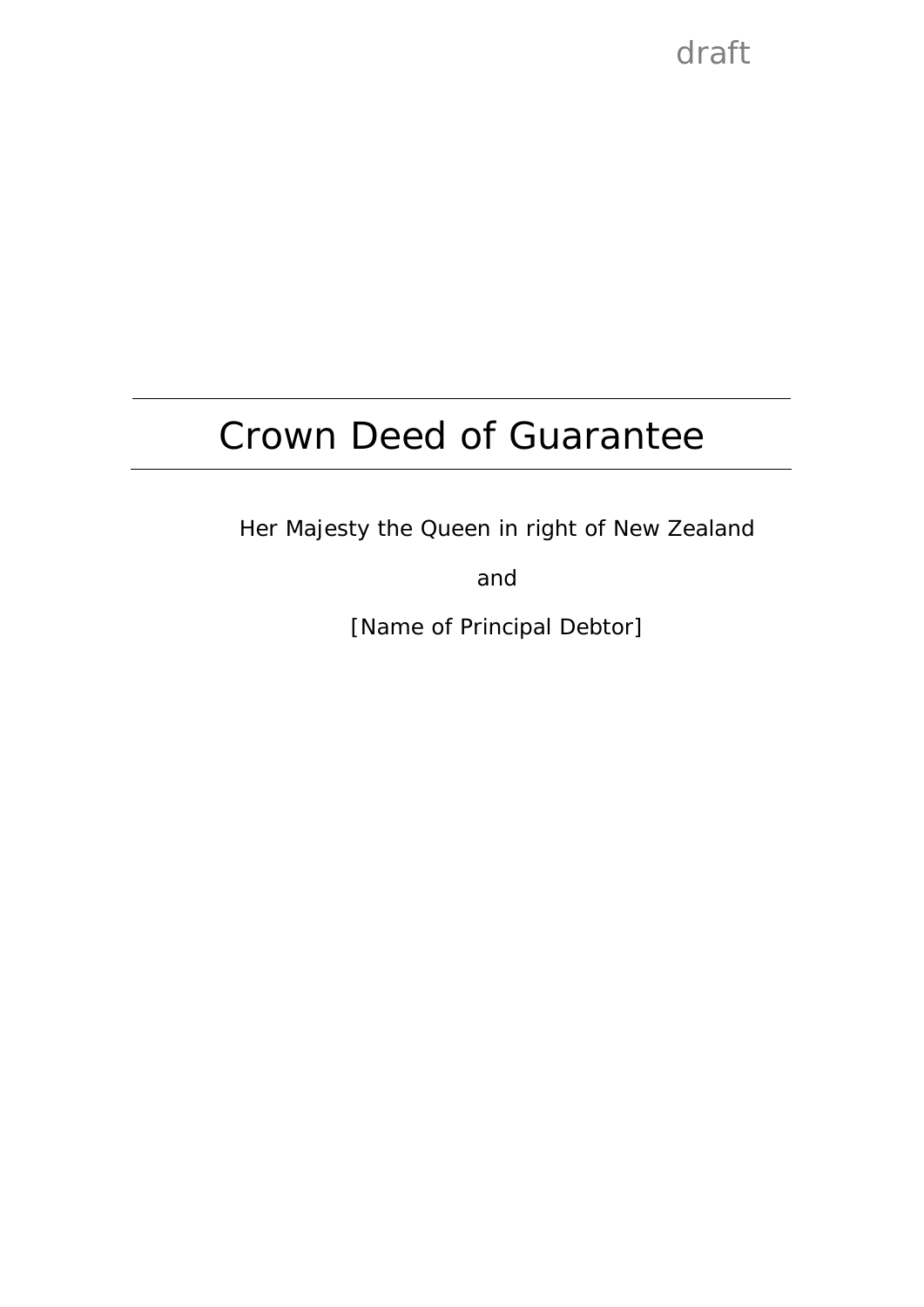draft

# Crown Deed of Guarantee

Her Majesty the Queen in right of New Zealand

and

[Name of Principal Debtor]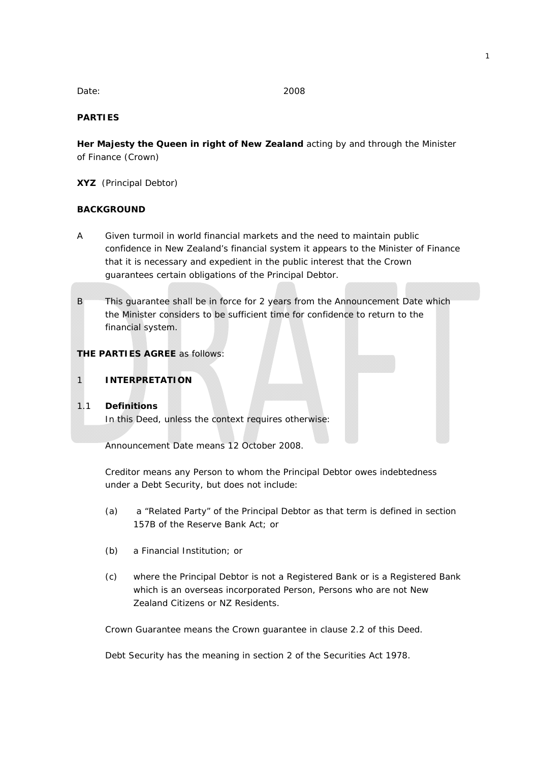Date: 2008

**PARTIES**

**Her Majesty the Queen in right of New Zealand** acting by and through the Minister of Finance (Crown)

**XYZ** (Principal Debtor)

**BACKGROUND**

A Given turmoil in world financial markets and the need to maintain public confidence in New Zealand's financial system it appears to the Minister of Finance that it is necessary and expedient in the public interest that the Crown guarantees certain obligations of the Principal Debtor.

B This guarantee shall be in force for 2 years from the Announcement Date which the Minister considers to be sufficient time for confidence to return to the financial system.

**THE PARTIES AGREE** as follows:

## 1 INTERPRETATION

### 1.1 Definitions

In this Deed, unless the context requires otherwise:

Announcement Date means 12 October 2008.

Creditor means any Person to whom the Principal Debtor owes indebtedness under a Debt Security, but does not include:

(a) a "Related Party" of the Principal Debtor as that term is defined in section 157B of the Reserve Bank Act; or

(b) a Financial Institution; or

(c) where the Principal Debtor is not a Registered Bank or is a Registered Bank which is an overseas incorporated Person, Persons who are not New Zealand Citizens or NZ Residents.

Crown Guarantee means the Crown guarantee in clause 2.2 of this Deed.

Debt Security has the meaning in section 2 of the Securities Act 1978.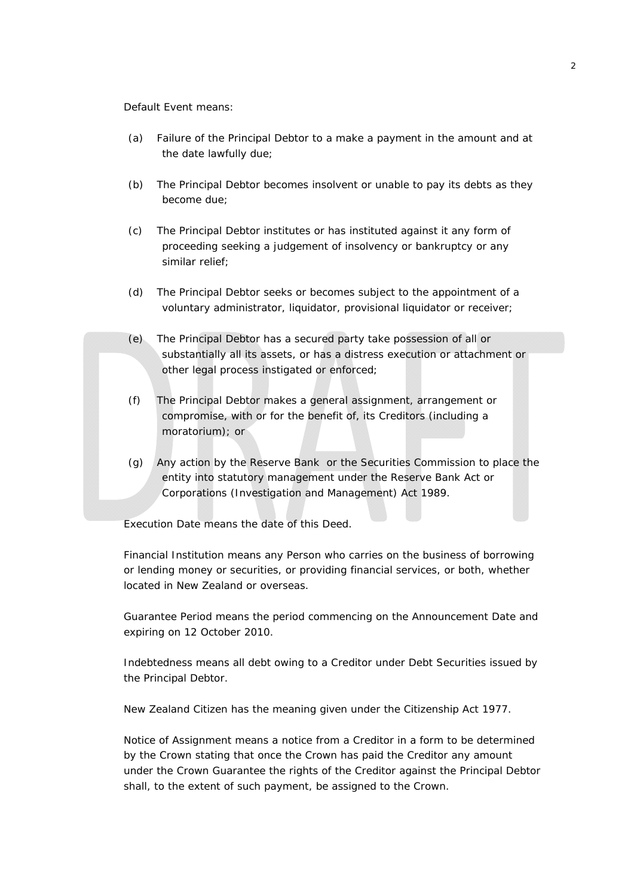Default Event means:

(a) Failure of the Principal Debtor to a make a payment in the amount and at the date lawfully due;

(b) The Principal Debtor becomes insolvent or unable to pay its debts as they become due;

(c) The Principal Debtor institutes or has instituted against it any form of proceeding seeking a judgement of insolvency or bankruptcy or any similar relief;

(d) The Principal Debtor seeks or becomes subject to the appointment of a voluntary administrator, liquidator, provisional liquidator or receiver;

(e) The Principal Debtor has a secured party take possession of all or substantially all its assets, or has a distress execution or attachment or other legal process instigated or enforced;

(f) The Principal Debtor makes a general assignment, arrangement or compromise, with or for the benefit of, its Creditors (including a moratorium); or

(g) Any action by the Reserve Bank or the Securities Commission to place the entity into statutory management under the Reserve Bank Act or Corporations (Investigation and Management) Act 1989.

Execution Date means the date of this Deed.

Financial Institution means any Person who carries on the business of borrowing or lending money or securities, or providing financial services, or both, whether located in New Zealand or overseas.

Guarantee Period means the period commencing on the Announcement Date and expiring on 12 October 2010.

Indebtedness means all debt owing to a Creditor under Debt Securities issued by the Principal Debtor.

New Zealand Citizen has the meaning given under the Citizenship Act 1977.

Notice of Assignment means a notice from a Creditor in a form to be determined by the Crown stating that once the Crown has paid the Creditor any amount under the Crown Guarantee the rights of the Creditor against the Principal Debtor shall, to the extent of such payment, be assigned to the Crown.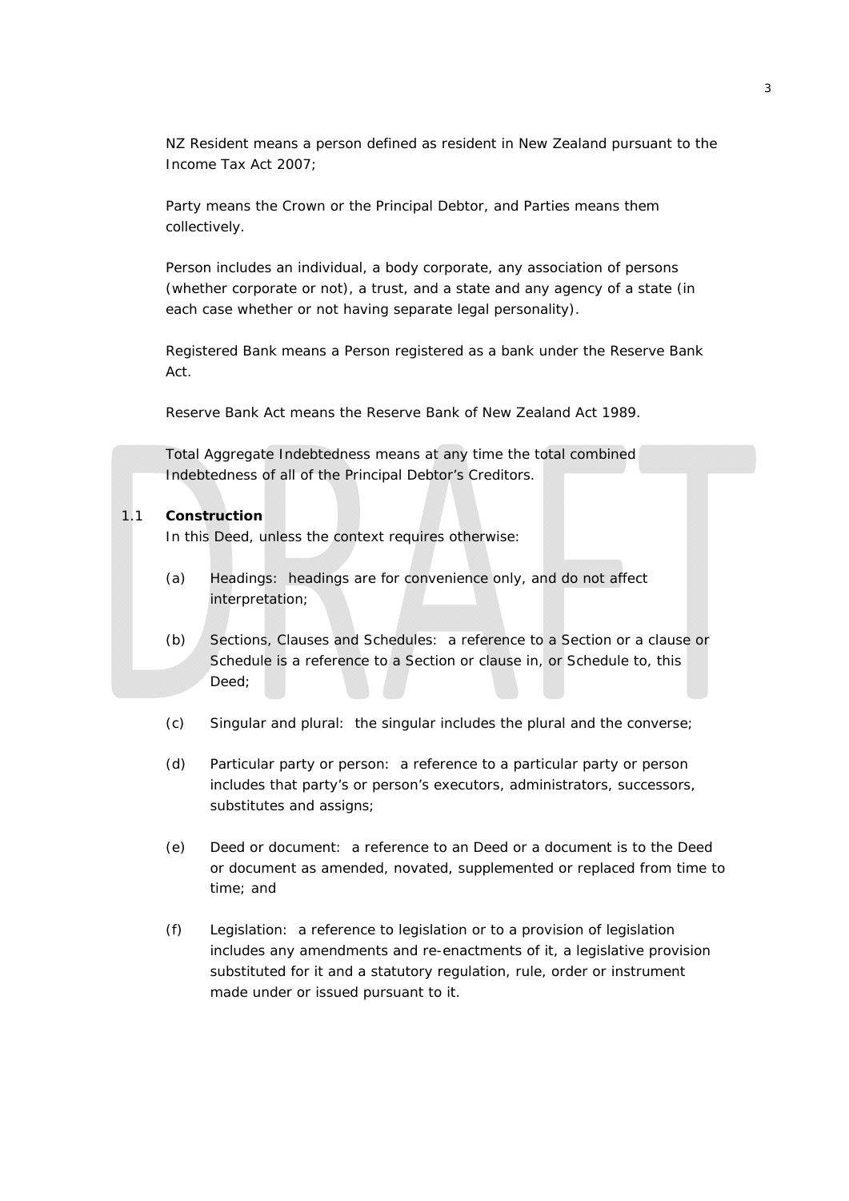NZ Resident means a person defined as resident in New Zealand pursuant to the Income Tax Act 2007;

Party means the Crown or the Principal Debtor, and Parties means them collectively.

Person includes an individual, a body corporate, any association of persons (whether corporate or not), a trust, and a state and any agency of a state (in each case whether or not having separate legal personality).

Registered Bank means a Person registered as a bank under the Reserve Bank Act.

Reserve Bank Act means the Reserve Bank of New Zealand Act 1989.

Total Aggregate Indebtedness means at any time the total combined Indebtedness of all of the Principal Debtor's Creditors.

1.1 **Construction**

In this Deed, unless the context requires otherwise:

(a) Headings: headings are for convenience only, and do not affect interpretation;

(b) Sections, Clauses and Schedules: a reference to a Section or a clause or Schedule is a reference to a Section or clause in, or Schedule to, this Deed;

(c) Singular and plural: the singular includes the plural and the converse;

(d) Particular party or person: a reference to a particular party or person includes that party's or person's executors, administrators, successors, substitutes and assigns;

(e) Deed or document: a reference to an Deed or a document is to the Deed or document as amended, novated, supplemented or replaced from time to time; and

(f) Legislation: a reference to legislation or to a provision of legislation includes any amendments and re-enactments of it, a legislative provision substituted for it and a statutory regulation, rule, order or instrument made under or issued pursuant to it.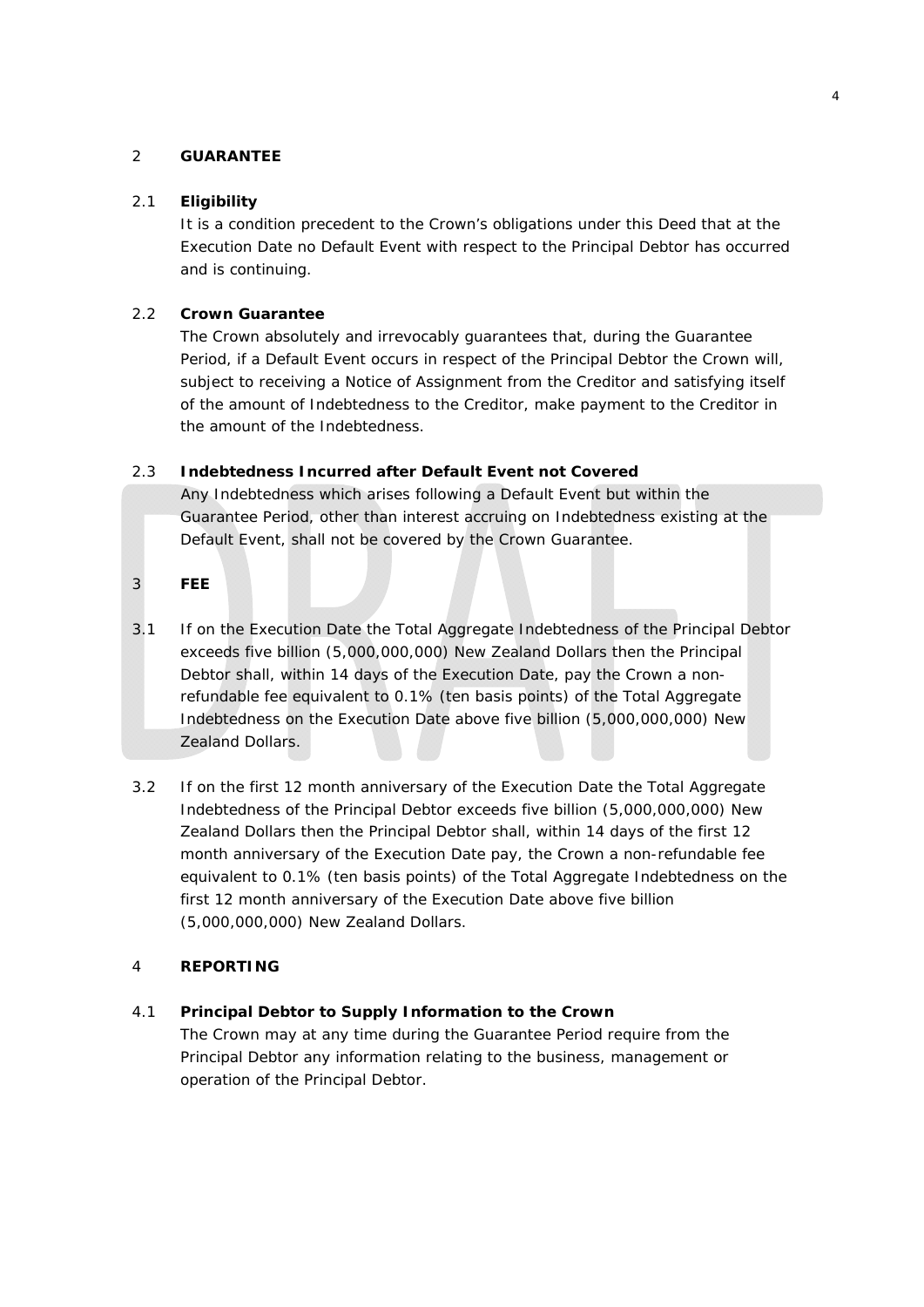## 2 GUARANTEE

### 2.1 Eligibility

It is a condition precedent to the Crown's obligations under this Deed that at the Execution Date no Default Event with respect to the Principal Debtor has occurred and is continuing.

### 2.2 Crown Guarantee

The Crown absolutely and irrevocably guarantees that, during the Guarantee Period, if a Default Event occurs in respect of the Principal Debtor the Crown will, subject to receiving a Notice of Assignment from the Creditor and satisfying itself of the amount of Indebtedness to the Creditor, make payment to the Creditor in the amount of the Indebtedness.

### 2.3 Indebtedness Incurred after Default Event not Covered

Any Indebtedness which arises following a Default Event but within the Guarantee Period, other than interest accruing on Indebtedness existing at the Default Event, shall not be covered by the Crown Guarantee.

## 3 FEE

3.1 If on the Execution Date the Total Aggregate Indebtedness of the Principal Debtor exceeds five billion (5,000,000,000) New Zealand Dollars then the Principal Debtor shall, within 14 days of the Execution Date, pay the Crown a non-refundable fee equivalent to 0.1% (ten basis points) of the Total Aggregate Indebtedness on the Execution Date above five billion (5,000,000,000) New Zealand Dollars.

3.2 If on the first 12 month anniversary of the Execution Date the Total Aggregate Indebtedness of the Principal Debtor exceeds five billion (5,000,000,000) New Zealand Dollars then the Principal Debtor shall, within 14 days of the first 12 month anniversary of the Execution Date pay, the Crown a non-refundable fee equivalent to 0.1% (ten basis points) of the Total Aggregate Indebtedness on the first 12 month anniversary of the Execution Date above five billion (5,000,000,000) New Zealand Dollars.

## 4 REPORTING

### 4.1 Principal Debtor to Supply Information to the Crown

The Crown may at any time during the Guarantee Period require from the Principal Debtor any information relating to the business, management or operation of the Principal Debtor.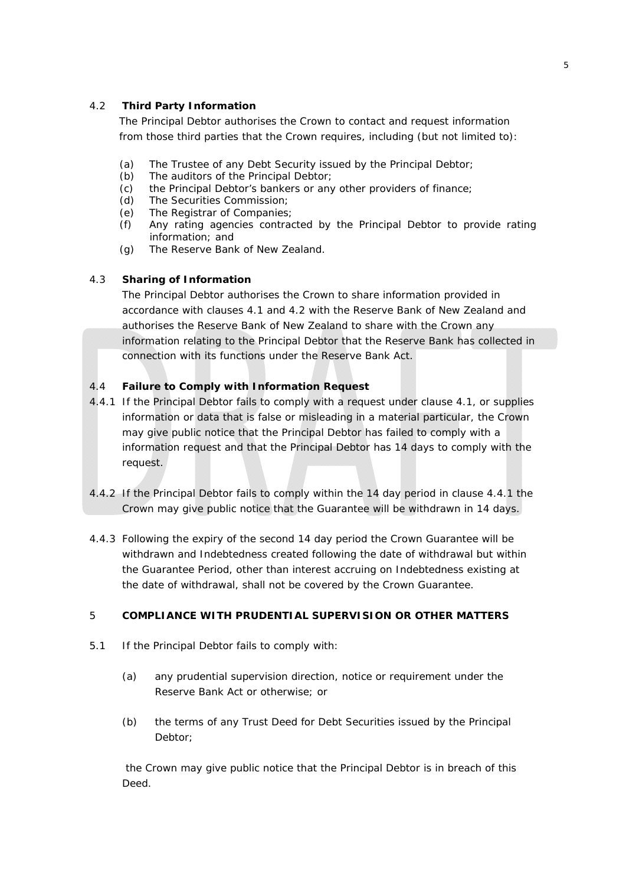### 4.2 **Third Party Information**

The Principal Debtor authorises the Crown to contact and request information from those third parties that the Crown requires, including (but not limited to):

(a) The Trustee of any Debt Security issued by the Principal Debtor;
(b) The auditors of the Principal Debtor;
(c) the Principal Debtor's bankers or any other providers of finance;
(d) The Securities Commission;
(e) The Registrar of Companies;
(f) Any rating agencies contracted by the Principal Debtor to provide rating information; and
(g) The Reserve Bank of New Zealand.

### 4.3 **Sharing of Information**

The Principal Debtor authorises the Crown to share information provided in accordance with clauses 4.1 and 4.2 with the Reserve Bank of New Zealand and authorises the Reserve Bank of New Zealand to share with the Crown any information relating to the Principal Debtor that the Reserve Bank has collected in connection with its functions under the Reserve Bank Act.

### 4.4 **Failure to Comply with Information Request**

4.4.1 If the Principal Debtor fails to comply with a request under clause 4.1, or supplies information or data that is false or misleading in a material particular, the Crown may give public notice that the Principal Debtor has failed to comply with a information request and that the Principal Debtor has 14 days to comply with the request.

4.4.2 If the Principal Debtor fails to comply within the 14 day period in clause 4.4.1 the Crown may give public notice that the Guarantee will be withdrawn in 14 days.

4.4.3 Following the expiry of the second 14 day period the Crown Guarantee will be withdrawn and Indebtedness created following the date of withdrawal but within the Guarantee Period, other than interest accruing on Indebtedness existing at the date of withdrawal, shall not be covered by the Crown Guarantee.

## 5 **COMPLIANCE WITH PRUDENTIAL SUPERVISION OR OTHER MATTERS**

5.1 If the Principal Debtor fails to comply with:

(a) any prudential supervision direction, notice or requirement under the Reserve Bank Act or otherwise; or

(b) the terms of any Trust Deed for Debt Securities issued by the Principal Debtor;

the Crown may give public notice that the Principal Debtor is in breach of this Deed.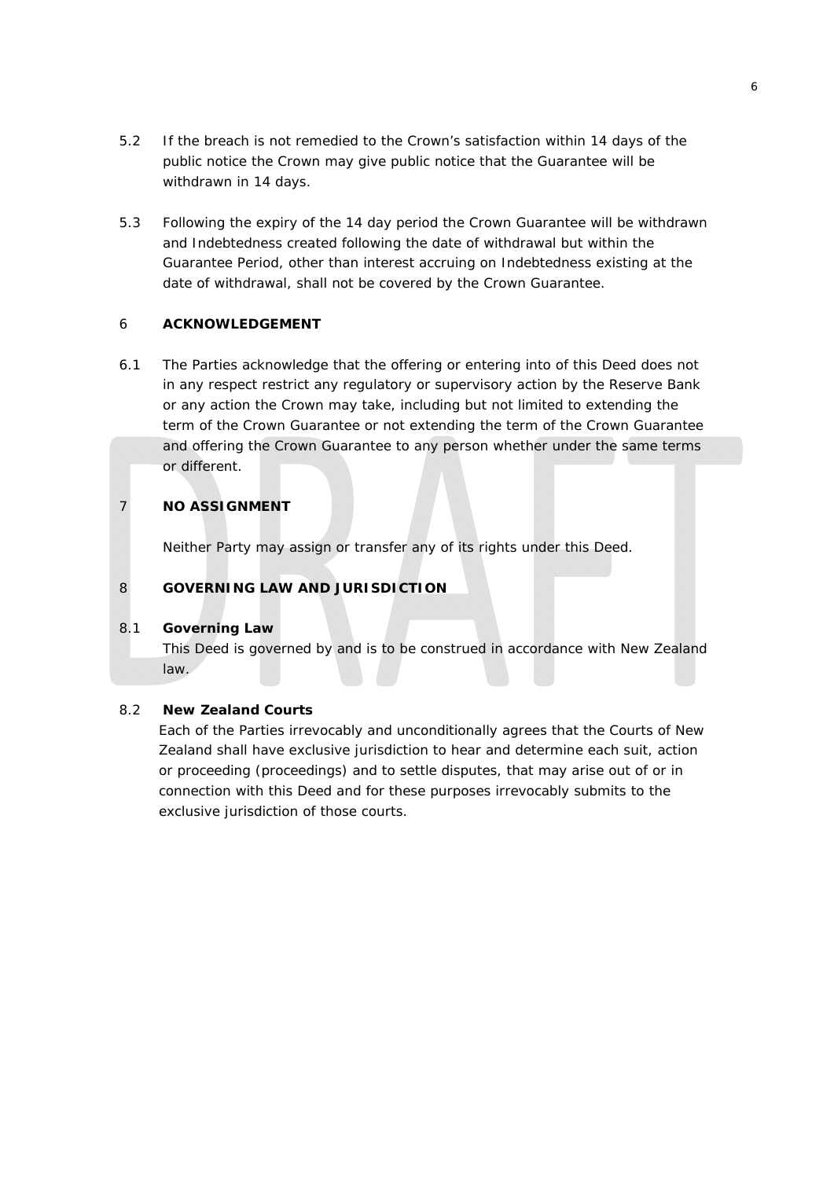5.2 If the breach is not remedied to the Crown's satisfaction within 14 days of the public notice the Crown may give public notice that the Guarantee will be withdrawn in 14 days.

5.3 Following the expiry of the 14 day period the Crown Guarantee will be withdrawn and Indebtedness created following the date of withdrawal but within the Guarantee Period, other than interest accruing on Indebtedness existing at the date of withdrawal, shall not be covered by the Crown Guarantee.

## 6 ACKNOWLEDGEMENT

6.1 The Parties acknowledge that the offering or entering into of this Deed does not in any respect restrict any regulatory or supervisory action by the Reserve Bank or any action the Crown may take, including but not limited to extending the term of the Crown Guarantee or not extending the term of the Crown Guarantee and offering the Crown Guarantee to any person whether under the same terms or different.

## 7 NO ASSIGNMENT

Neither Party may assign or transfer any of its rights under this Deed.

## 8 GOVERNING LAW AND JURISDICTION

### 8.1 Governing Law

This Deed is governed by and is to be construed in accordance with New Zealand law.

### 8.2 New Zealand Courts

Each of the Parties irrevocably and unconditionally agrees that the Courts of New Zealand shall have exclusive jurisdiction to hear and determine each suit, action or proceeding (proceedings) and to settle disputes, that may arise out of or in connection with this Deed and for these purposes irrevocably submits to the exclusive jurisdiction of those courts.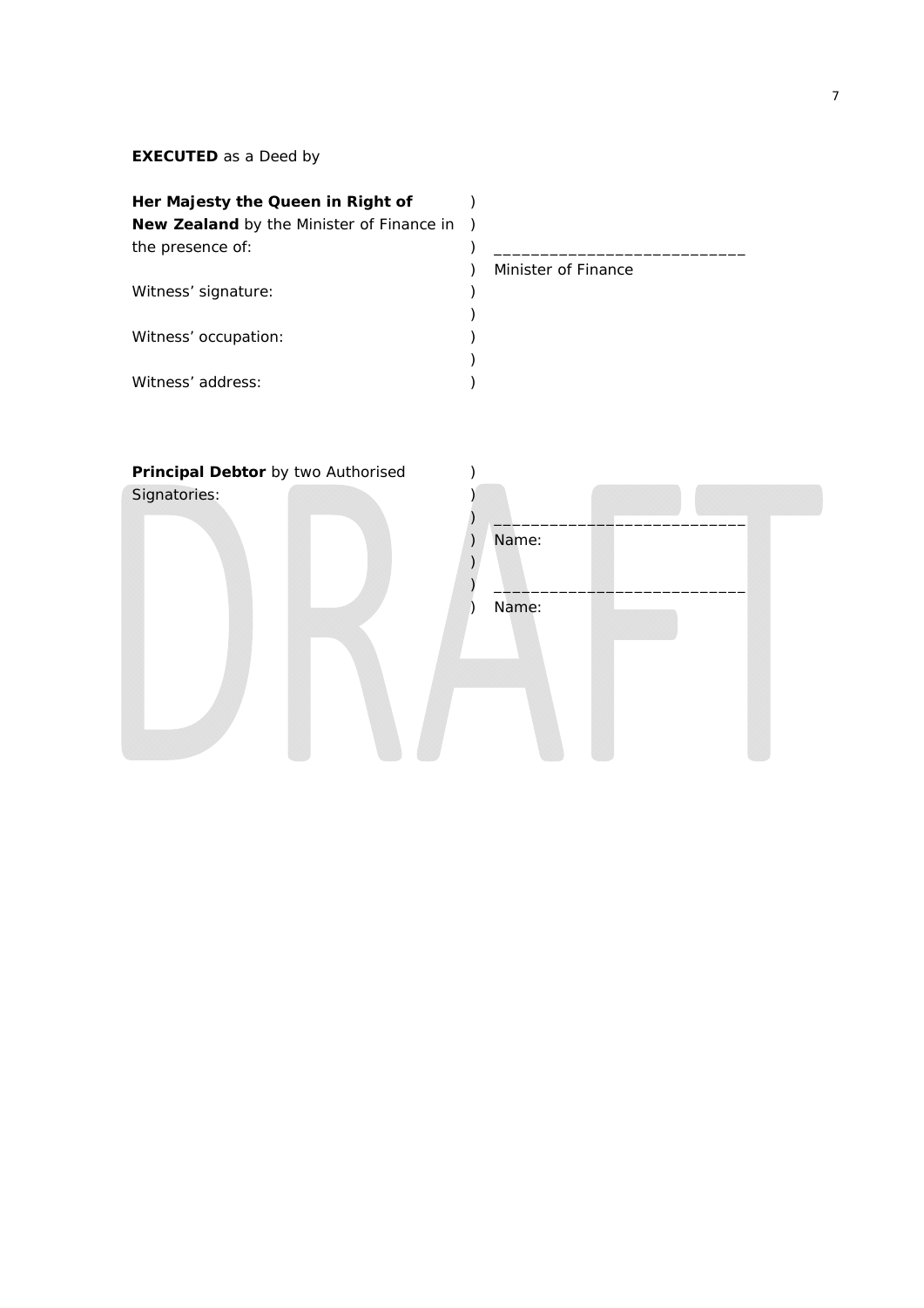**EXECUTED** as a Deed by

**Her Majesty the Queen in Right of New Zealand** by the Minister of Finance in the presence of:

Witness' signature:

Witness' occupation:

Witness' address:

___________________________
Minister of Finance

**Principal Debtor** by two Authorised Signatories:

___________________________
Name:

___________________________
Name:

DRAFT